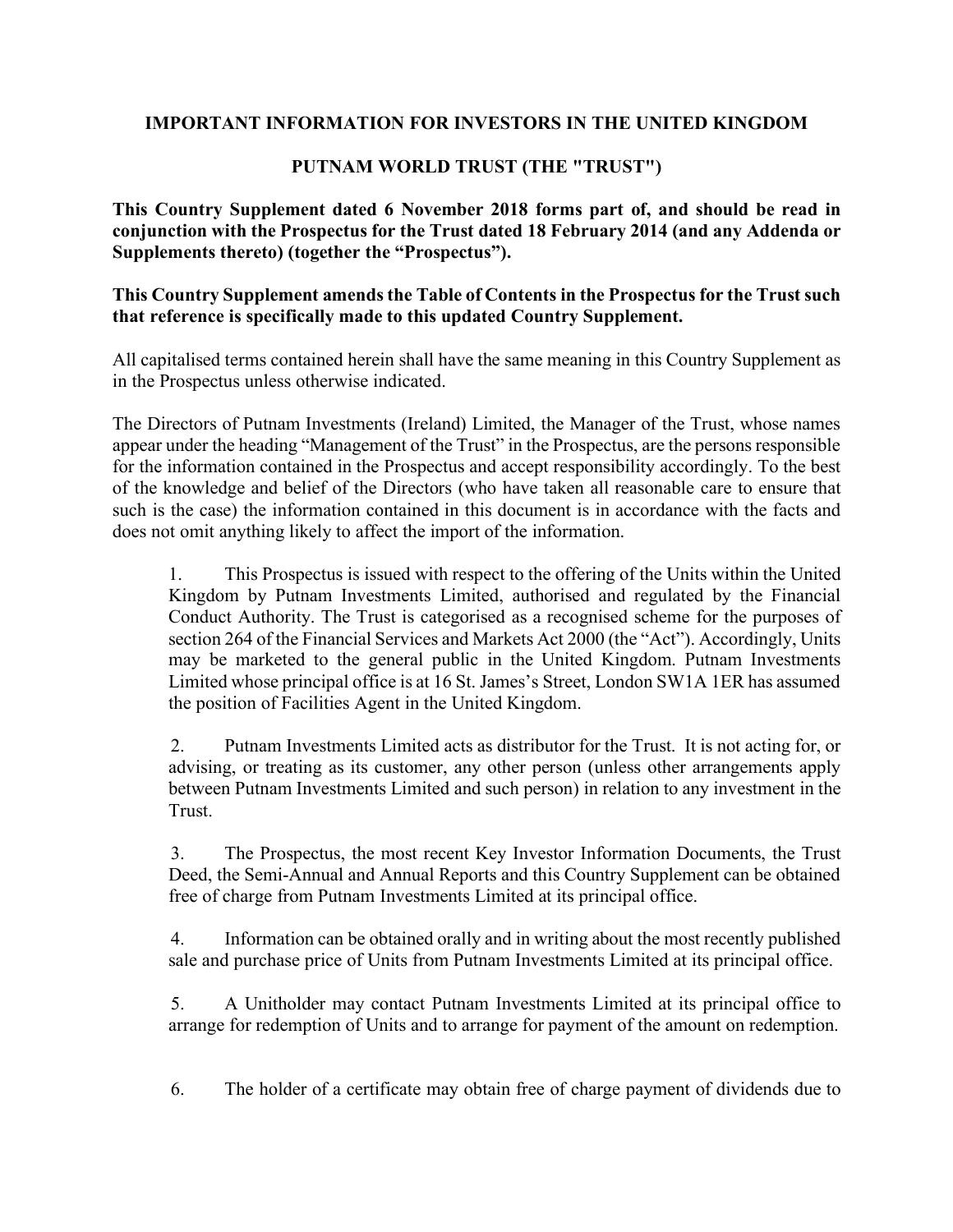**IMPORTANT INFORMATION FOR INVESTORS IN THE UNITED KINGDOM**

**PUTNAM WORLD TRUST (THE "TRUST")**

**This Country Supplement dated 6 November 2018 forms part of, and should be read in conjunction with the Prospectus for the Trust dated 18 February 2014 (and any Addenda or Supplements thereto) (together the "Prospectus").**

**This Country Supplement amends the Table of Contents in the Prospectus for the Trust such that reference is specifically made to this updated Country Supplement.**

All capitalised terms contained herein shall have the same meaning in this Country Supplement as in the Prospectus unless otherwise indicated.

The Directors of Putnam Investments (Ireland) Limited, the Manager of the Trust, whose names appear under the heading "Management of the Trust" in the Prospectus, are the persons responsible for the information contained in the Prospectus and accept responsibility accordingly. To the best of the knowledge and belief of the Directors (who have taken all reasonable care to ensure that such is the case) the information contained in this document is in accordance with the facts and does not omit anything likely to affect the import of the information.

1. This Prospectus is issued with respect to the offering of the Units within the United Kingdom by Putnam Investments Limited, authorised and regulated by the Financial Conduct Authority. The Trust is categorised as a recognised scheme for the purposes of section 264 of the Financial Services and Markets Act 2000 (the "Act"). Accordingly, Units may be marketed to the general public in the United Kingdom. Putnam Investments Limited whose principal office is at 16 St. James's Street, London SW1A 1ER has assumed the position of Facilities Agent in the United Kingdom.

2. Putnam Investments Limited acts as distributor for the Trust. It is not acting for, or advising, or treating as its customer, any other person (unless other arrangements apply between Putnam Investments Limited and such person) in relation to any investment in the Trust.

3. The Prospectus, the most recent Key Investor Information Documents, the Trust Deed, the Semi-Annual and Annual Reports and this Country Supplement can be obtained free of charge from Putnam Investments Limited at its principal office.

4. Information can be obtained orally and in writing about the most recently published sale and purchase price of Units from Putnam Investments Limited at its principal office.

5. A Unitholder may contact Putnam Investments Limited at its principal office to arrange for redemption of Units and to arrange for payment of the amount on redemption.

6. The holder of a certificate may obtain free of charge payment of dividends due to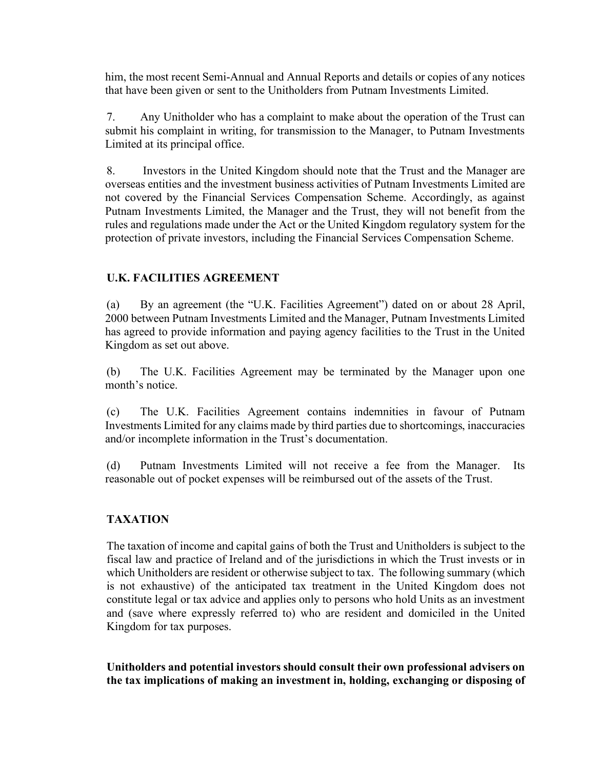him, the most recent Semi-Annual and Annual Reports and details or copies of any notices that have been given or sent to the Unitholders from Putnam Investments Limited.

7. Any Unitholder who has a complaint to make about the operation of the Trust can submit his complaint in writing, for transmission to the Manager, to Putnam Investments Limited at its principal office.

8. Investors in the United Kingdom should note that the Trust and the Manager are overseas entities and the investment business activities of Putnam Investments Limited are not covered by the Financial Services Compensation Scheme. Accordingly, as against Putnam Investments Limited, the Manager and the Trust, they will not benefit from the rules and regulations made under the Act or the United Kingdom regulatory system for the protection of private investors, including the Financial Services Compensation Scheme.

## U.K. FACILITIES AGREEMENT

(a) By an agreement (the "U.K. Facilities Agreement") dated on or about 28 April, 2000 between Putnam Investments Limited and the Manager, Putnam Investments Limited has agreed to provide information and paying agency facilities to the Trust in the United Kingdom as set out above.

(b) The U.K. Facilities Agreement may be terminated by the Manager upon one month's notice.

(c) The U.K. Facilities Agreement contains indemnities in favour of Putnam Investments Limited for any claims made by third parties due to shortcomings, inaccuracies and/or incomplete information in the Trust's documentation.

(d) Putnam Investments Limited will not receive a fee from the Manager. Its reasonable out of pocket expenses will be reimbursed out of the assets of the Trust.

## TAXATION

The taxation of income and capital gains of both the Trust and Unitholders is subject to the fiscal law and practice of Ireland and of the jurisdictions in which the Trust invests or in which Unitholders are resident or otherwise subject to tax. The following summary (which is not exhaustive) of the anticipated tax treatment in the United Kingdom does not constitute legal or tax advice and applies only to persons who hold Units as an investment and (save where expressly referred to) who are resident and domiciled in the United Kingdom for tax purposes.

**Unitholders and potential investors should consult their own professional advisers on the tax implications of making an investment in, holding, exchanging or disposing of**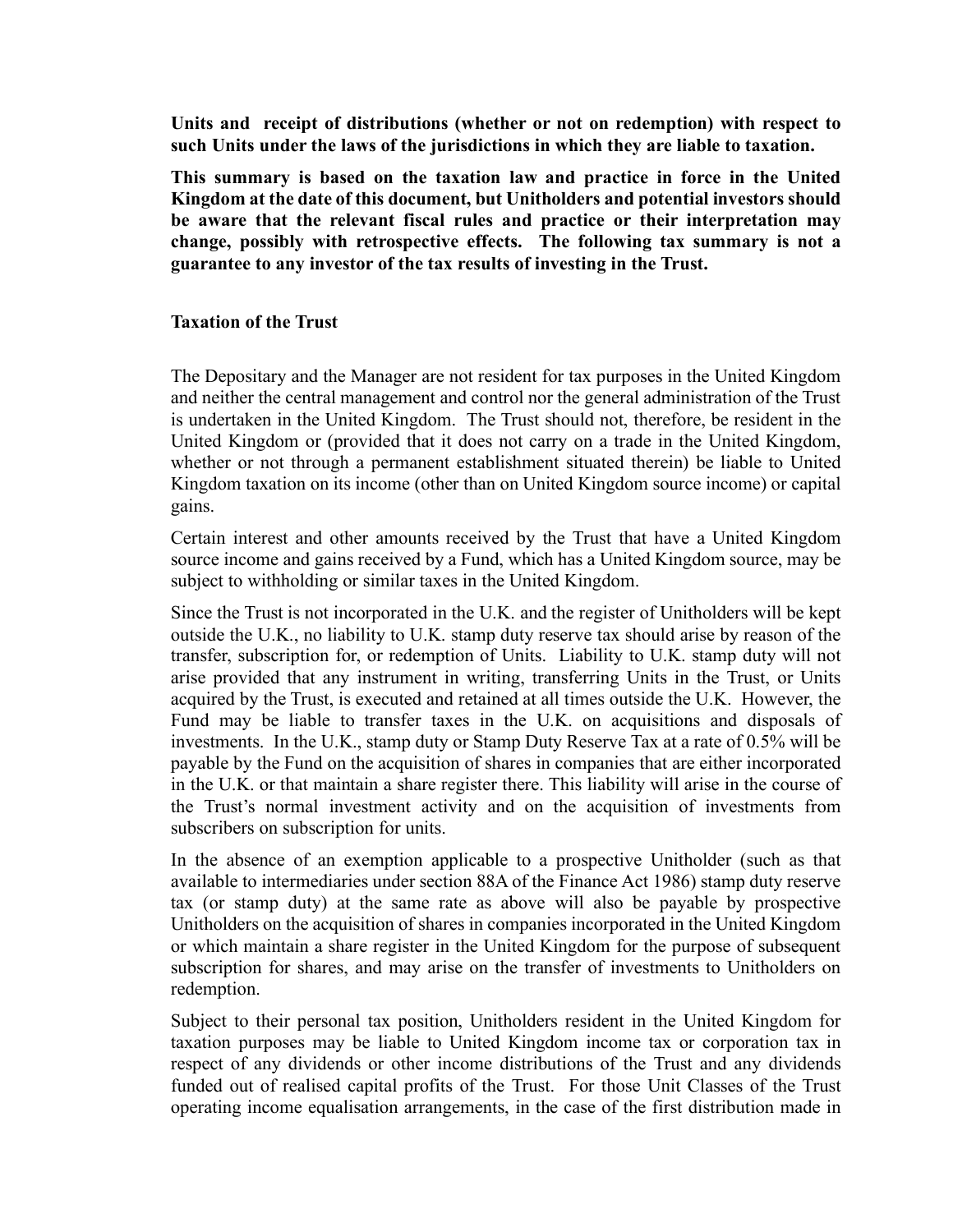**Units and receipt of distributions (whether or not on redemption) with respect to such Units under the laws of the jurisdictions in which they are liable to taxation.**

**This summary is based on the taxation law and practice in force in the United Kingdom at the date of this document, but Unitholders and potential investors should be aware that the relevant fiscal rules and practice or their interpretation may change, possibly with retrospective effects. The following tax summary is not a guarantee to any investor of the tax results of investing in the Trust.**

**Taxation of the Trust**

The Depositary and the Manager are not resident for tax purposes in the United Kingdom and neither the central management and control nor the general administration of the Trust is undertaken in the United Kingdom. The Trust should not, therefore, be resident in the United Kingdom or (provided that it does not carry on a trade in the United Kingdom, whether or not through a permanent establishment situated therein) be liable to United Kingdom taxation on its income (other than on United Kingdom source income) or capital gains.

Certain interest and other amounts received by the Trust that have a United Kingdom source income and gains received by a Fund, which has a United Kingdom source, may be subject to withholding or similar taxes in the United Kingdom.

Since the Trust is not incorporated in the U.K. and the register of Unitholders will be kept outside the U.K., no liability to U.K. stamp duty reserve tax should arise by reason of the transfer, subscription for, or redemption of Units. Liability to U.K. stamp duty will not arise provided that any instrument in writing, transferring Units in the Trust, or Units acquired by the Trust, is executed and retained at all times outside the U.K. However, the Fund may be liable to transfer taxes in the U.K. on acquisitions and disposals of investments. In the U.K., stamp duty or Stamp Duty Reserve Tax at a rate of 0.5% will be payable by the Fund on the acquisition of shares in companies that are either incorporated in the U.K. or that maintain a share register there. This liability will arise in the course of the Trust's normal investment activity and on the acquisition of investments from subscribers on subscription for units.

In the absence of an exemption applicable to a prospective Unitholder (such as that available to intermediaries under section 88A of the Finance Act 1986) stamp duty reserve tax (or stamp duty) at the same rate as above will also be payable by prospective Unitholders on the acquisition of shares in companies incorporated in the United Kingdom or which maintain a share register in the United Kingdom for the purpose of subsequent subscription for shares, and may arise on the transfer of investments to Unitholders on redemption.

Subject to their personal tax position, Unitholders resident in the United Kingdom for taxation purposes may be liable to United Kingdom income tax or corporation tax in respect of any dividends or other income distributions of the Trust and any dividends funded out of realised capital profits of the Trust. For those Unit Classes of the Trust operating income equalisation arrangements, in the case of the first distribution made in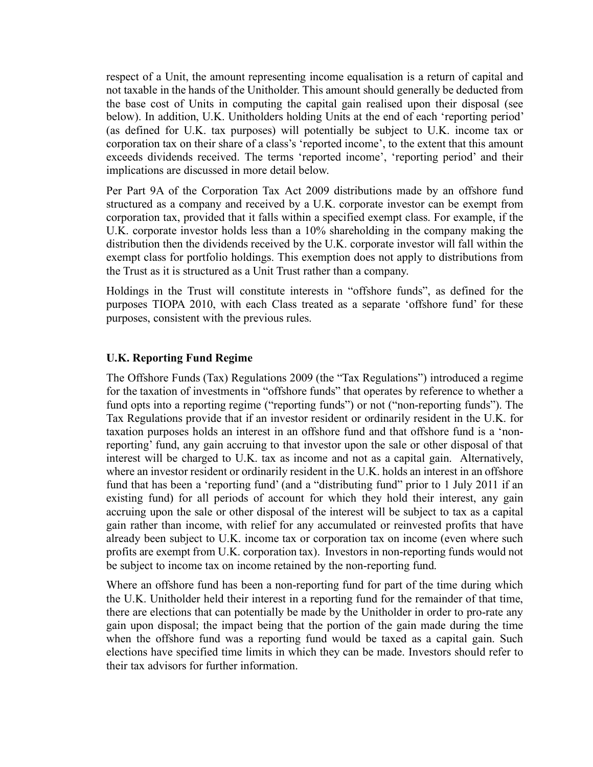respect of a Unit, the amount representing income equalisation is a return of capital and not taxable in the hands of the Unitholder. This amount should generally be deducted from the base cost of Units in computing the capital gain realised upon their disposal (see below). In addition, U.K. Unitholders holding Units at the end of each 'reporting period' (as defined for U.K. tax purposes) will potentially be subject to U.K. income tax or corporation tax on their share of a class's 'reported income', to the extent that this amount exceeds dividends received. The terms 'reported income', 'reporting period' and their implications are discussed in more detail below.

Per Part 9A of the Corporation Tax Act 2009 distributions made by an offshore fund structured as a company and received by a U.K. corporate investor can be exempt from corporation tax, provided that it falls within a specified exempt class. For example, if the U.K. corporate investor holds less than a 10% shareholding in the company making the distribution then the dividends received by the U.K. corporate investor will fall within the exempt class for portfolio holdings. This exemption does not apply to distributions from the Trust as it is structured as a Unit Trust rather than a company.

Holdings in the Trust will constitute interests in "offshore funds", as defined for the purposes TIOPA 2010, with each Class treated as a separate 'offshore fund' for these purposes, consistent with the previous rules.

**U.K. Reporting Fund Regime**

The Offshore Funds (Tax) Regulations 2009 (the "Tax Regulations") introduced a regime for the taxation of investments in "offshore funds" that operates by reference to whether a fund opts into a reporting regime ("reporting funds") or not ("non-reporting funds"). The Tax Regulations provide that if an investor resident or ordinarily resident in the U.K. for taxation purposes holds an interest in an offshore fund and that offshore fund is a 'non-reporting' fund, any gain accruing to that investor upon the sale or other disposal of that interest will be charged to U.K. tax as income and not as a capital gain. Alternatively, where an investor resident or ordinarily resident in the U.K. holds an interest in an offshore fund that has been a 'reporting fund' (and a "distributing fund" prior to 1 July 2011 if an existing fund) for all periods of account for which they hold their interest, any gain accruing upon the sale or other disposal of the interest will be subject to tax as a capital gain rather than income, with relief for any accumulated or reinvested profits that have already been subject to U.K. income tax or corporation tax on income (even where such profits are exempt from U.K. corporation tax). Investors in non-reporting funds would not be subject to income tax on income retained by the non-reporting fund.

Where an offshore fund has been a non-reporting fund for part of the time during which the U.K. Unitholder held their interest in a reporting fund for the remainder of that time, there are elections that can potentially be made by the Unitholder in order to pro-rate any gain upon disposal; the impact being that the portion of the gain made during the time when the offshore fund was a reporting fund would be taxed as a capital gain. Such elections have specified time limits in which they can be made. Investors should refer to their tax advisors for further information.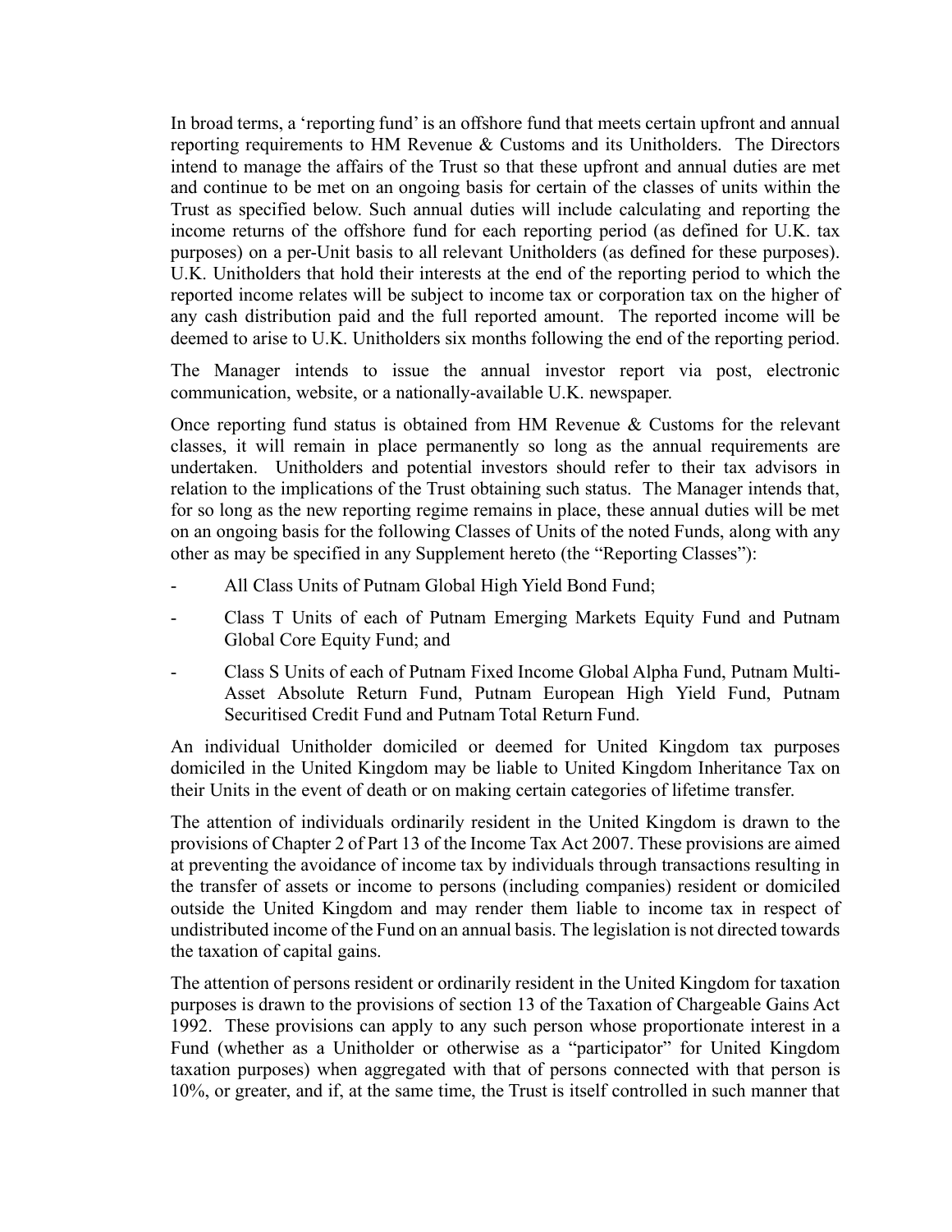In broad terms, a 'reporting fund' is an offshore fund that meets certain upfront and annual reporting requirements to HM Revenue & Customs and its Unitholders. The Directors intend to manage the affairs of the Trust so that these upfront and annual duties are met and continue to be met on an ongoing basis for certain of the classes of units within the Trust as specified below. Such annual duties will include calculating and reporting the income returns of the offshore fund for each reporting period (as defined for U.K. tax purposes) on a per-Unit basis to all relevant Unitholders (as defined for these purposes). U.K. Unitholders that hold their interests at the end of the reporting period to which the reported income relates will be subject to income tax or corporation tax on the higher of any cash distribution paid and the full reported amount. The reported income will be deemed to arise to U.K. Unitholders six months following the end of the reporting period.

The Manager intends to issue the annual investor report via post, electronic communication, website, or a nationally-available U.K. newspaper.

Once reporting fund status is obtained from HM Revenue & Customs for the relevant classes, it will remain in place permanently so long as the annual requirements are undertaken. Unitholders and potential investors should refer to their tax advisors in relation to the implications of the Trust obtaining such status. The Manager intends that, for so long as the new reporting regime remains in place, these annual duties will be met on an ongoing basis for the following Classes of Units of the noted Funds, along with any other as may be specified in any Supplement hereto (the "Reporting Classes"):

- All Class Units of Putnam Global High Yield Bond Fund;
- Class T Units of each of Putnam Emerging Markets Equity Fund and Putnam Global Core Equity Fund; and
- Class S Units of each of Putnam Fixed Income Global Alpha Fund, Putnam Multi-Asset Absolute Return Fund, Putnam European High Yield Fund, Putnam Securitised Credit Fund and Putnam Total Return Fund.

An individual Unitholder domiciled or deemed for United Kingdom tax purposes domiciled in the United Kingdom may be liable to United Kingdom Inheritance Tax on their Units in the event of death or on making certain categories of lifetime transfer.

The attention of individuals ordinarily resident in the United Kingdom is drawn to the provisions of Chapter 2 of Part 13 of the Income Tax Act 2007. These provisions are aimed at preventing the avoidance of income tax by individuals through transactions resulting in the transfer of assets or income to persons (including companies) resident or domiciled outside the United Kingdom and may render them liable to income tax in respect of undistributed income of the Fund on an annual basis. The legislation is not directed towards the taxation of capital gains.

The attention of persons resident or ordinarily resident in the United Kingdom for taxation purposes is drawn to the provisions of section 13 of the Taxation of Chargeable Gains Act 1992. These provisions can apply to any such person whose proportionate interest in a Fund (whether as a Unitholder or otherwise as a "participator" for United Kingdom taxation purposes) when aggregated with that of persons connected with that person is 10%, or greater, and if, at the same time, the Trust is itself controlled in such manner that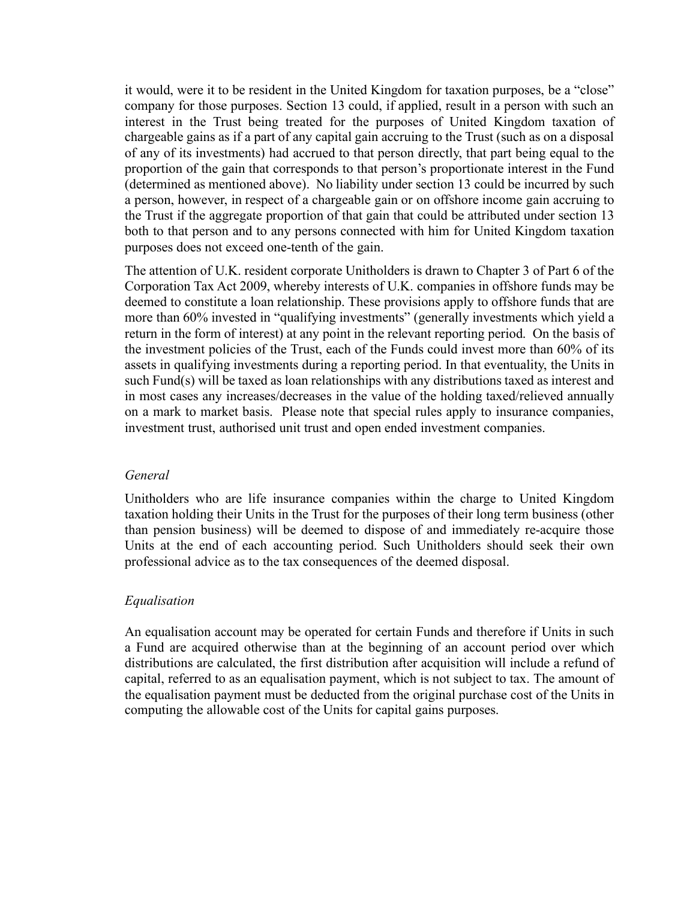it would, were it to be resident in the United Kingdom for taxation purposes, be a "close" company for those purposes. Section 13 could, if applied, result in a person with such an interest in the Trust being treated for the purposes of United Kingdom taxation of chargeable gains as if a part of any capital gain accruing to the Trust (such as on a disposal of any of its investments) had accrued to that person directly, that part being equal to the proportion of the gain that corresponds to that person's proportionate interest in the Fund (determined as mentioned above). No liability under section 13 could be incurred by such a person, however, in respect of a chargeable gain or on offshore income gain accruing to the Trust if the aggregate proportion of that gain that could be attributed under section 13 both to that person and to any persons connected with him for United Kingdom taxation purposes does not exceed one-tenth of the gain.

The attention of U.K. resident corporate Unitholders is drawn to Chapter 3 of Part 6 of the Corporation Tax Act 2009, whereby interests of U.K. companies in offshore funds may be deemed to constitute a loan relationship. These provisions apply to offshore funds that are more than 60% invested in "qualifying investments" (generally investments which yield a return in the form of interest) at any point in the relevant reporting period. On the basis of the investment policies of the Trust, each of the Funds could invest more than 60% of its assets in qualifying investments during a reporting period. In that eventuality, the Units in such Fund(s) will be taxed as loan relationships with any distributions taxed as interest and in most cases any increases/decreases in the value of the holding taxed/relieved annually on a mark to market basis. Please note that special rules apply to insurance companies, investment trust, authorised unit trust and open ended investment companies.

*General*

Unitholders who are life insurance companies within the charge to United Kingdom taxation holding their Units in the Trust for the purposes of their long term business (other than pension business) will be deemed to dispose of and immediately re-acquire those Units at the end of each accounting period. Such Unitholders should seek their own professional advice as to the tax consequences of the deemed disposal.

*Equalisation*

An equalisation account may be operated for certain Funds and therefore if Units in such a Fund are acquired otherwise than at the beginning of an account period over which distributions are calculated, the first distribution after acquisition will include a refund of capital, referred to as an equalisation payment, which is not subject to tax. The amount of the equalisation payment must be deducted from the original purchase cost of the Units in computing the allowable cost of the Units for capital gains purposes.